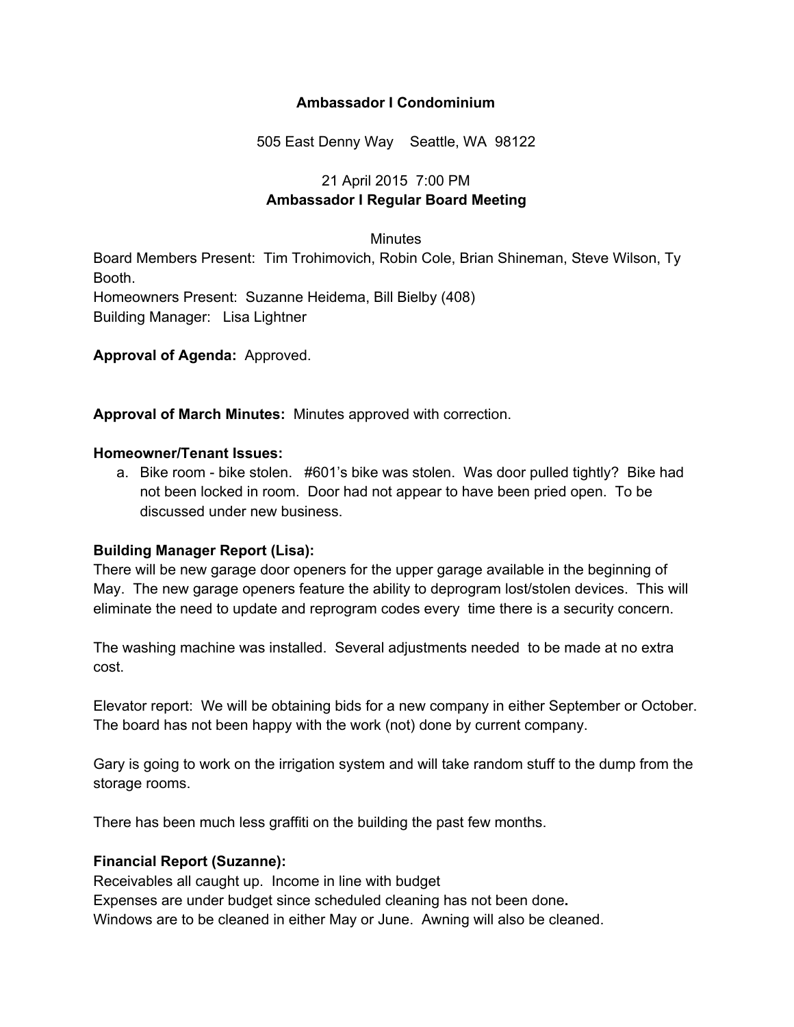**Ambassador I Condominium**

505 East Denny Way    Seattle, WA  98122

21 April 2015  7:00 PM

**Ambassador I Regular Board Meeting**

Minutes

Board Members Present:  Tim Trohimovich, Robin Cole, Brian Shineman, Steve Wilson, Ty Booth.

Homeowners Present:  Suzanne Heidema, Bill Bielby (408)

Building Manager:   Lisa Lightner

**Approval of Agenda:**  Approved.

**Approval of March Minutes:**  Minutes approved with correction.

**Homeowner/Tenant Issues:**

a. Bike room - bike stolen.   #601's bike was stolen.  Was door pulled tightly?  Bike had not been locked in room.  Door had not appear to have been pried open.  To be discussed under new business.

**Building Manager Report (Lisa):**

There will be new garage door openers for the upper garage available in the beginning of May.  The new garage openers feature the ability to deprogram lost/stolen devices.  This will eliminate the need to update and reprogram codes every  time there is a security concern.

The washing machine was installed.  Several adjustments needed  to be made at no extra cost.

Elevator report:  We will be obtaining bids for a new company in either September or October.  The board has not been happy with the work (not) done by current company.

Gary is going to work on the irrigation system and will take random stuff to the dump from the storage rooms.

There has been much less graffiti on the building the past few months.

**Financial Report (Suzanne):**

Receivables all caught up.  Income in line with budget

Expenses are under budget since scheduled cleaning has not been done**.**

Windows are to be cleaned in either May or June.  Awning will also be cleaned.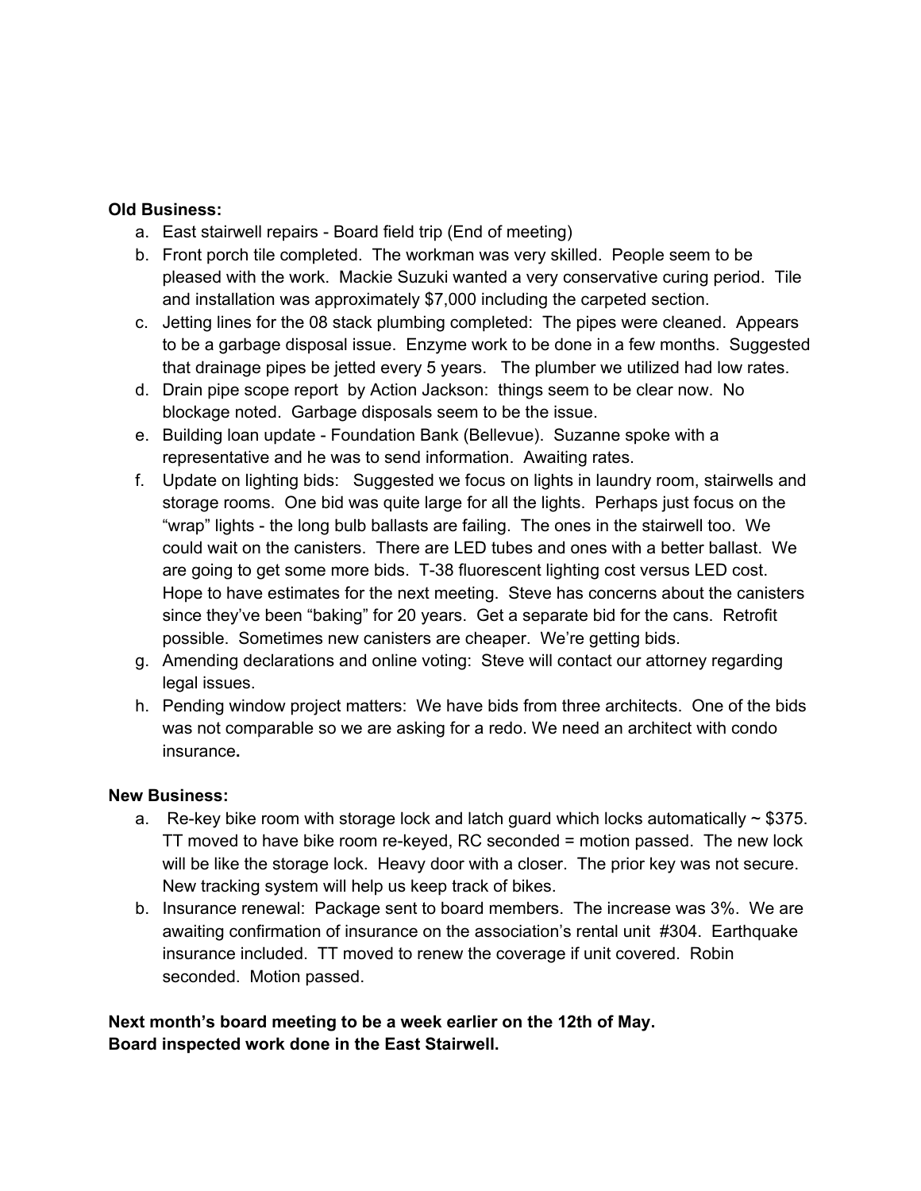**Old Business:**

a. East stairwell repairs - Board field trip (End of meeting)
b. Front porch tile completed. The workman was very skilled. People seem to be pleased with the work. Mackie Suzuki wanted a very conservative curing period. Tile and installation was approximately $7,000 including the carpeted section.
c. Jetting lines for the 08 stack plumbing completed: The pipes were cleaned. Appears to be a garbage disposal issue. Enzyme work to be done in a few months. Suggested that drainage pipes be jetted every 5 years. The plumber we utilized had low rates.
d. Drain pipe scope report by Action Jackson: things seem to be clear now. No blockage noted. Garbage disposals seem to be the issue.
e. Building loan update - Foundation Bank (Bellevue). Suzanne spoke with a representative and he was to send information. Awaiting rates.
f. Update on lighting bids: Suggested we focus on lights in laundry room, stairwells and storage rooms. One bid was quite large for all the lights. Perhaps just focus on the "wrap" lights - the long bulb ballasts are failing. The ones in the stairwell too. We could wait on the canisters. There are LED tubes and ones with a better ballast. We are going to get some more bids. T-38 fluorescent lighting cost versus LED cost. Hope to have estimates for the next meeting. Steve has concerns about the canisters since they've been "baking" for 20 years. Get a separate bid for the cans. Retrofit possible. Sometimes new canisters are cheaper. We're getting bids.
g. Amending declarations and online voting: Steve will contact our attorney regarding legal issues.
h. Pending window project matters: We have bids from three architects. One of the bids was not comparable so we are asking for a redo. We need an architect with condo insurance**.**

**New Business:**

a. Re-key bike room with storage lock and latch guard which locks automatically ~ $375. TT moved to have bike room re-keyed, RC seconded = motion passed. The new lock will be like the storage lock. Heavy door with a closer. The prior key was not secure. New tracking system will help us keep track of bikes.
b. Insurance renewal: Package sent to board members. The increase was 3%. We are awaiting confirmation of insurance on the association's rental unit #304. Earthquake insurance included. TT moved to renew the coverage if unit covered. Robin seconded. Motion passed.

**Next month's board meeting to be a week earlier on the 12th of May.**
**Board inspected work done in the East Stairwell.**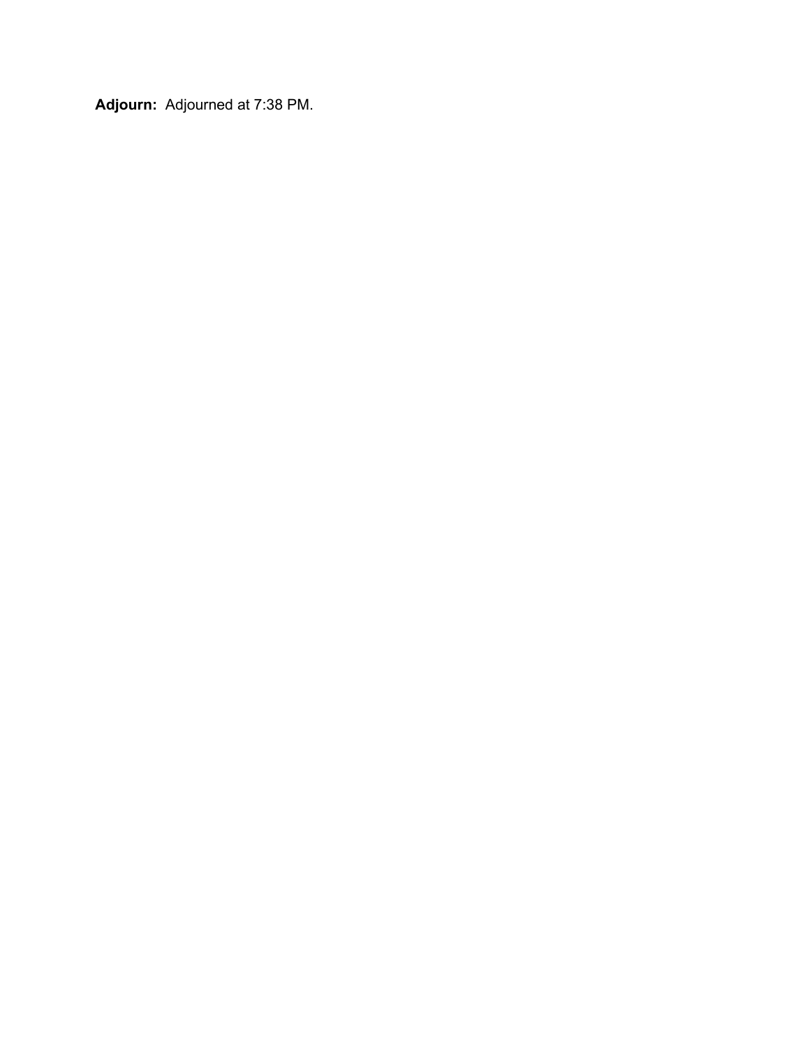**Adjourn:** Adjourned at 7:38 PM.